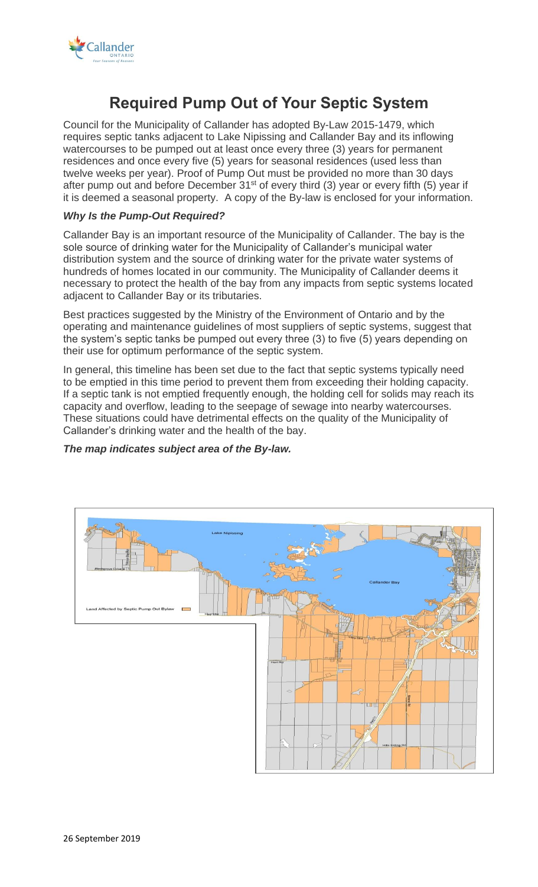# Required Pump Out of Your Septic System

Council for the Municipality of Callander has adopted By-Law 2015-1479, which requires septic tanks adjacent to Lake Nipissing and Callander Bay and its inflowing watercourses to be pumped out at least once every three (3) years for permanent residences and once every five (5) years for seasonal residences (used less than twelve weeks per year). Proof of Pump Out must be provided no more than 30 days after pump out and before December 31st of every third (3) year or every fifth (5) year if it is deemed a seasonal property. A copy of the By-law is enclosed for your information.

***Why Is the Pump-Out Required?***

Callander Bay is an important resource of the Municipality of Callander. The bay is the sole source of drinking water for the Municipality of Callander's municipal water distribution system and the source of drinking water for the private water systems of hundreds of homes located in our community. The Municipality of Callander deems it necessary to protect the health of the bay from any impacts from septic systems located adjacent to Callander Bay or its tributaries.

Best practices suggested by the Ministry of the Environment of Ontario and by the operating and maintenance guidelines of most suppliers of septic systems, suggest that the system's septic tanks be pumped out every three (3) to five (5) years depending on their use for optimum performance of the septic system.

In general, this timeline has been set due to the fact that septic systems typically need to be emptied in this time period to prevent them from exceeding their holding capacity. If a septic tank is not emptied frequently enough, the holding cell for solids may reach its capacity and overflow, leading to the seepage of sewage into nearby watercourses. These situations could have detrimental effects on the quality of the Municipality of Callander's drinking water and the health of the bay.

***The map indicates subject area of the By-law.***

26 September 2019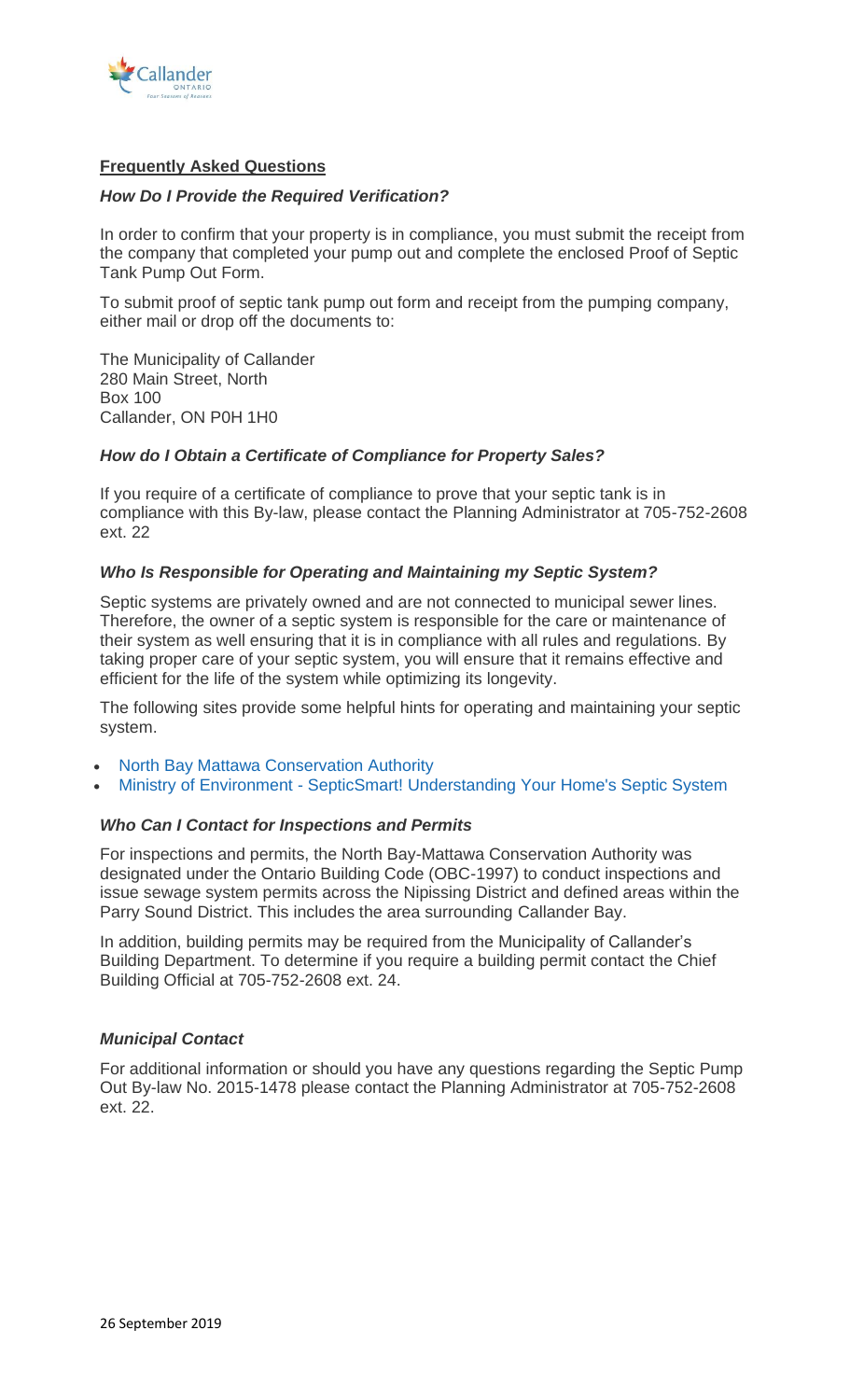## Frequently Asked Questions

### *How Do I Provide the Required Verification?*

In order to confirm that your property is in compliance, you must submit the receipt from the company that completed your pump out and complete the enclosed Proof of Septic Tank Pump Out Form.

To submit proof of septic tank pump out form and receipt from the pumping company, either mail or drop off the documents to:

The Municipality of Callander
280 Main Street, North
Box 100
Callander, ON P0H 1H0

### *How do I Obtain a Certificate of Compliance for Property Sales?*

If you require of a certificate of compliance to prove that your septic tank is in compliance with this By-law, please contact the Planning Administrator at 705-752-2608 ext. 22

### *Who Is Responsible for Operating and Maintaining my Septic System?*

Septic systems are privately owned and are not connected to municipal sewer lines. Therefore, the owner of a septic system is responsible for the care or maintenance of their system as well ensuring that it is in compliance with all rules and regulations. By taking proper care of your septic system, you will ensure that it remains effective and efficient for the life of the system while optimizing its longevity.

The following sites provide some helpful hints for operating and maintaining your septic system.

- North Bay Mattawa Conservation Authority
- Ministry of Environment - SepticSmart! Understanding Your Home's Septic System

### *Who Can I Contact for Inspections and Permits*

For inspections and permits, the North Bay-Mattawa Conservation Authority was designated under the Ontario Building Code (OBC-1997) to conduct inspections and issue sewage system permits across the Nipissing District and defined areas within the Parry Sound District. This includes the area surrounding Callander Bay.

In addition, building permits may be required from the Municipality of Callander's Building Department. To determine if you require a building permit contact the Chief Building Official at 705-752-2608 ext. 24.

### *Municipal Contact*

For additional information or should you have any questions regarding the Septic Pump Out By-law No. 2015-1478 please contact the Planning Administrator at 705-752-2608 ext. 22.

26 September 2019